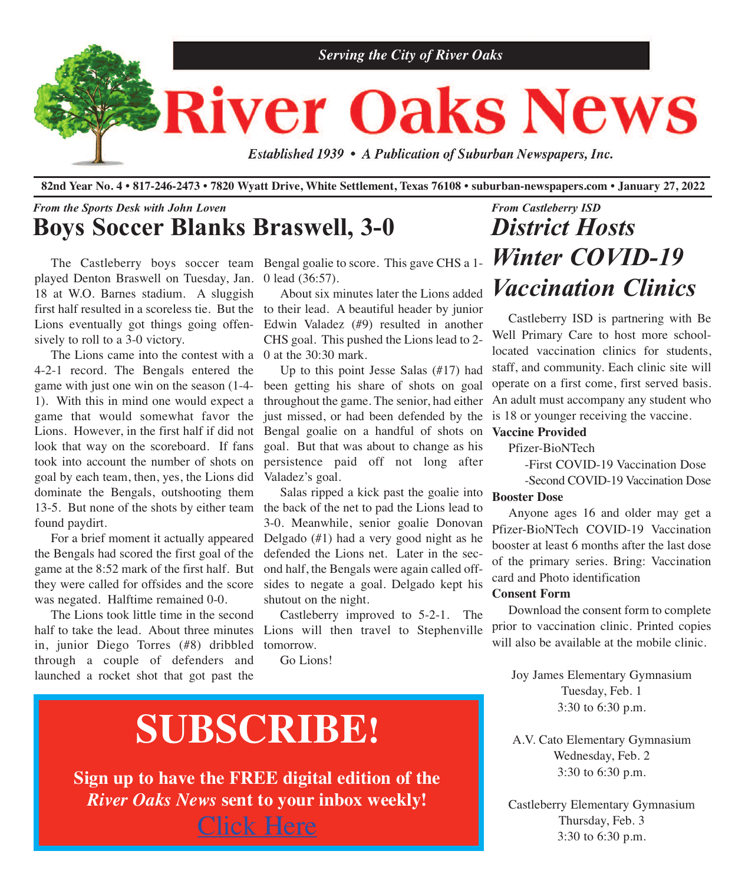*Serving the City of River Oaks*

# River Oaks News

*Established 1939 • A Publication of Suburban Newspapers, Inc.*

**82nd Year No. 4 • 817-246-2473 • 7820 Wyatt Drive, White Settlement, Texas 76108 • suburban-newspapers.com • January 27, 2022**

*From the Sports Desk with John Loven*

## Boys Soccer Blanks Braswell, 3-0

The Castleberry boys soccer team played Denton Braswell on Tuesday, Jan. 18 at W.O. Barnes stadium. A sluggish first half resulted in a scoreless tie. But the Lions eventually got things going offensively to roll to a 3-0 victory.

The Lions came into the contest with a 4-2-1 record. The Bengals entered the game with just one win on the season (1-4-1). With this in mind one would expect a game that would somewhat favor the Lions. However, in the first half if did not look that way on the scoreboard. If fans took into account the number of shots on goal by each team, then, yes, the Lions did dominate the Bengals, outshooting them 13-5. But none of the shots by either team found paydirt.

For a brief moment it actually appeared the Bengals had scored the first goal of the game at the 8:52 mark of the first half. But they were called for offsides and the score was negated. Halftime remained 0-0.

The Lions took little time in the second half to take the lead. About three minutes in, junior Diego Torres (#8) dribbled through a couple of defenders and launched a rocket shot that got past the Bengal goalie to score. This gave CHS a 1-0 lead (36:57).

About six minutes later the Lions added to their lead. A beautiful header by junior Edwin Valadez (#9) resulted in another CHS goal. This pushed the Lions lead to 2-0 at the 30:30 mark.

Up to this point Jesse Salas (#17) had been getting his share of shots on goal throughout the game. The senior, had either just missed, or had been defended by the Bengal goalie on a handful of shots on goal. But that was about to change as his persistence paid off not long after Valadez's goal.

Salas ripped a kick past the goalie into the back of the net to pad the Lions lead to 3-0. Meanwhile, senior goalie Donovan Delgado (#1) had a very good night as he defended the Lions net. Later in the second half, the Bengals were again called offsides to negate a goal. Delgado kept his shutout on the night.

Castleberry improved to 5-2-1. The Lions will then travel to Stephenville tomorrow.

Go Lions!

# SUBSCRIBE!

**Sign up to have the FREE digital edition of the *River Oaks News* sent to your inbox weekly!**

Click Here

*From Castleberry ISD*

## *District Hosts Winter COVID-19 Vaccination Clinics*

Castleberry ISD is partnering with Be Well Primary Care to host more school-located vaccination clinics for students, staff, and community. Each clinic site will operate on a first come, first served basis. An adult must accompany any student who is 18 or younger receiving the vaccine.

**Vaccine Provided**

Pfizer-BioNTech

-First COVID-19 Vaccination Dose

-Second COVID-19 Vaccination Dose

**Booster Dose**

Anyone ages 16 and older may get a Pfizer-BioNTech COVID-19 Vaccination booster at least 6 months after the last dose of the primary series. Bring: Vaccination card and Photo identification

**Consent Form**

Download the consent form to complete prior to vaccination clinic. Printed copies will also be available at the mobile clinic.

Joy James Elementary Gymnasium
Tuesday, Feb. 1
3:30 to 6:30 p.m.

A.V. Cato Elementary Gymnasium
Wednesday, Feb. 2
3:30 to 6:30 p.m.

Castleberry Elementary Gymnasium
Thursday, Feb. 3
3:30 to 6:30 p.m.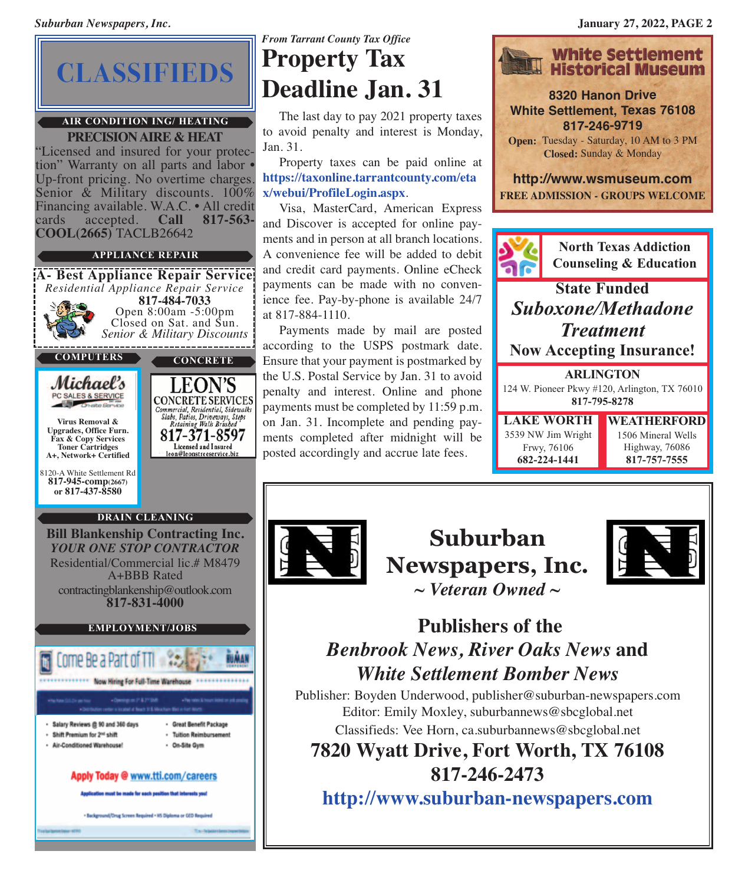# CLASSIFIEDS

**AIR CONDITION ING/ HEATING**

**PRECISION AIRE & HEAT**

"Licensed and insured for your protection" Warranty on all parts and labor • Up-front pricing. No overtime charges. Senior & Military discounts. 100% Financing available. W.A.C. • All credit cards accepted. **Call 817-563-COOL(2665)** TACLB26642

**APPLIANCE REPAIR**

**A- Best Appliance Repair Service**
*Residential Appliance Repair Service*
**817-484-7033**
Open 8:00am -5:00pm
Closed on Sat. and Sun.
*Senior & Military Discounts*

**COMPUTERS**

**Michael's**
PC SALES & SERVICE
On-site Service

**Virus Removal & Upgrades, Office Furn. Fax & Copy Services Toner Cartridges A+, Network+ Certified**

8120-A White Settlement Rd
**817-945-comp(2667)**
**or 817-437-8580**

**CONCRETE**

**LEON'S**
**CONCRETE SERVICES**
*Commercial, Residential, Sidewalks Slabs, Patios, Driveways, Steps Retaining Walls Brushed*
**817-371-8597**
**Licensed and Insured**
**leon@leonstreeservice.biz**

**DRAIN CLEANING**

**Bill Blankenship Contracting Inc.**
***YOUR ONE STOP CONTRACTOR***
Residential/Commercial lic.# M8479
A+BBB Rated
contractingblankenship@outlook.com
**817-831-4000**

**EMPLOYMENT/JOBS**

Come Be a Part of TTI
Now Hiring For Full-Time Warehouse

- Salary Reviews @ 90 and 360 days
- Shift Premium for 2nd shift
- Air-Conditioned Warehouse!
- Great Benefit Package
- Tuition Reimbursement
- On-Site Gym

**Apply Today @ www.tti.com/careers**

Application must be made for each position that interests you!

• Background/Drug Screen Required • HS Diploma or GED Required

*From Tarrant County Tax Office*

# Property Tax Deadline Jan. 31

The last day to pay 2021 property taxes to avoid penalty and interest is Monday, Jan. 31.

Property taxes can be paid online at **https://taxonline.tarrantcounty.com/etax/webui/ProfileLogin.aspx**.

Visa, MasterCard, American Express and Discover is accepted for online payments and in person at all branch locations. A convenience fee will be added to debit and credit card payments. Online eCheck payments can be made with no convenience fee. Pay-by-phone is available 24/7 at 817-884-1110.

Payments made by mail are posted according to the USPS postmark date. Ensure that your payment is postmarked by the U.S. Postal Service by Jan. 31 to avoid penalty and interest. Online and phone payments must be completed by 11:59 p.m. on Jan. 31. Incomplete and pending payments completed after midnight will be posted accordingly and accrue late fees.

**White Settlement Historical Museum**

**8320 Hanon Drive**
**White Settlement, Texas 76108**
**817-246-9719**
**Open:** Tuesday - Saturday, 10 AM to 3 PM
**Closed:** Sunday & Monday

**http://www.wsmuseum.com**
**FREE ADMISSION - GROUPS WELCOME**

**North Texas Addiction Counseling & Education**

**State Funded**
***Suboxone/Methadone Treatment***
**Now Accepting Insurance!**

**ARLINGTON**
124 W. Pioneer Pkwy #120, Arlington, TX 76010
**817-795-8278**

**LAKE WORTH**
3539 NW Jim Wright Frwy, 76106
**682-224-1441**

**WEATHERFORD**
1506 Mineral Wells Highway, 76086
**817-757-7555**

**Suburban Newspapers, Inc.**
***~ Veteran Owned ~***

**Publishers of the**
***Benbrook News, River Oaks News* and**
***White Settlement Bomber News***

Publisher: Boyden Underwood, publisher@suburban-newspapers.com
Editor: Emily Moxley, suburbannews@sbcglobal.net
Classifieds: Vee Horn, ca.suburbannews@sbcglobal.net

**7820 Wyatt Drive, Fort Worth, TX 76108**
**817-246-2473**
**http://www.suburban-newspapers.com**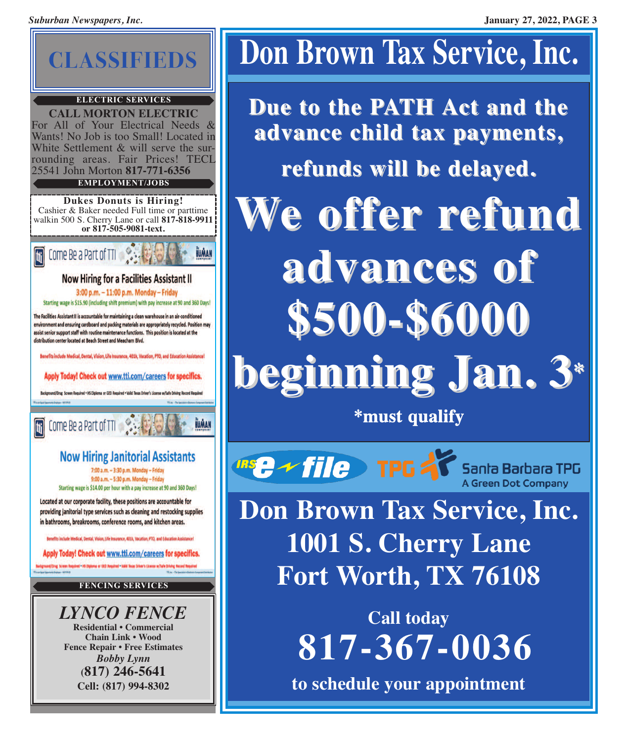# CLASSIFIEDS

### ELECTRIC SERVICES

**CALL MORTON ELECTRIC**
For All of Your Electrical Needs & Wants! No Job is too Small! Located in White Settlement & will serve the surrounding areas. Fair Prices! TECL 25541 John Morton **817-771-6356**

### EMPLOYMENT/JOBS

**Dukes Donuts is Hiring!**
Cashier & Baker needed Full time or parttime walkin 500 S. Cherry Lane or call **817-818-9911 or 817-505-9081-text.**

Come Be a Part of TTI — The Human Component

**Now Hiring for a Facilities Assistant II**

3:00 p.m. – 11:00 p.m. Monday – Friday

Starting wage is $15.90 (including shift premium) with pay increase at 90 and 360 Days!

The Facilities Assistant II is accountable for maintaining a clean warehouse in an air-conditioned environment and ensuring cardboard and packing materials are appropriately recycled. Position may assist senior support staff with routine maintenance functions. This position is located at the distribution center located at Beach Street and Meacham Blvd.

Benefits include Medical, Dental, Vision, Life Insurance, 401k, Vacation, PTO, and Education Assistance!

**Apply Today! Check out www.tti.com/careers for specifics.**

Background/Drug Screen Required • HS Diploma or GED Required • Valid Texas Driver's License w/Safe Driving Record Required

Come Be a Part of TTI — The Human Component

**Now Hiring Janitorial Assistants**

7:00 a.m. – 3:30 p.m. Monday – Friday
9:00 a.m. – 5:30 p.m. Monday – Friday

Starting wage is $14.00 per hour with a pay increase at 90 and 360 Days!

Located at our corporate facility, these positions are accountable for providing janitorial type services such as cleaning and restocking supplies in bathrooms, breakrooms, conference rooms, and kitchen areas.

Benefits include Medical, Dental, Vision, Life Insurance, 401k, Vacation, PTO, and Education Assistance!

**Apply Today! Check out www.tti.com/careers for specifics.**

Background/Drug Screen Required • HS Diploma or GED Required • Valid Texas Driver's License w/Safe Driving Record Required

### FENCING SERVICES

***LYNCO FENCE***
**Residential • Commercial**
**Chain Link • Wood**
**Fence Repair • Free Estimates**
***Bobby Lynn***
**(817) 246-5641**
**Cell: (817) 994-8302**

# Don Brown Tax Service, Inc.

**Due to the PATH Act and the advance child tax payments, refunds will be delayed.**

# We offer refund advances of $500-$6000 beginning Jan. 3*

***must qualify**

IRS e-file | TPG | Santa Barbara TPG A Green Dot Company

**Don Brown Tax Service, Inc.**
**1001 S. Cherry Lane**
**Fort Worth, TX 76108**

**Call today**
**817-367-0036**
**to schedule your appointment**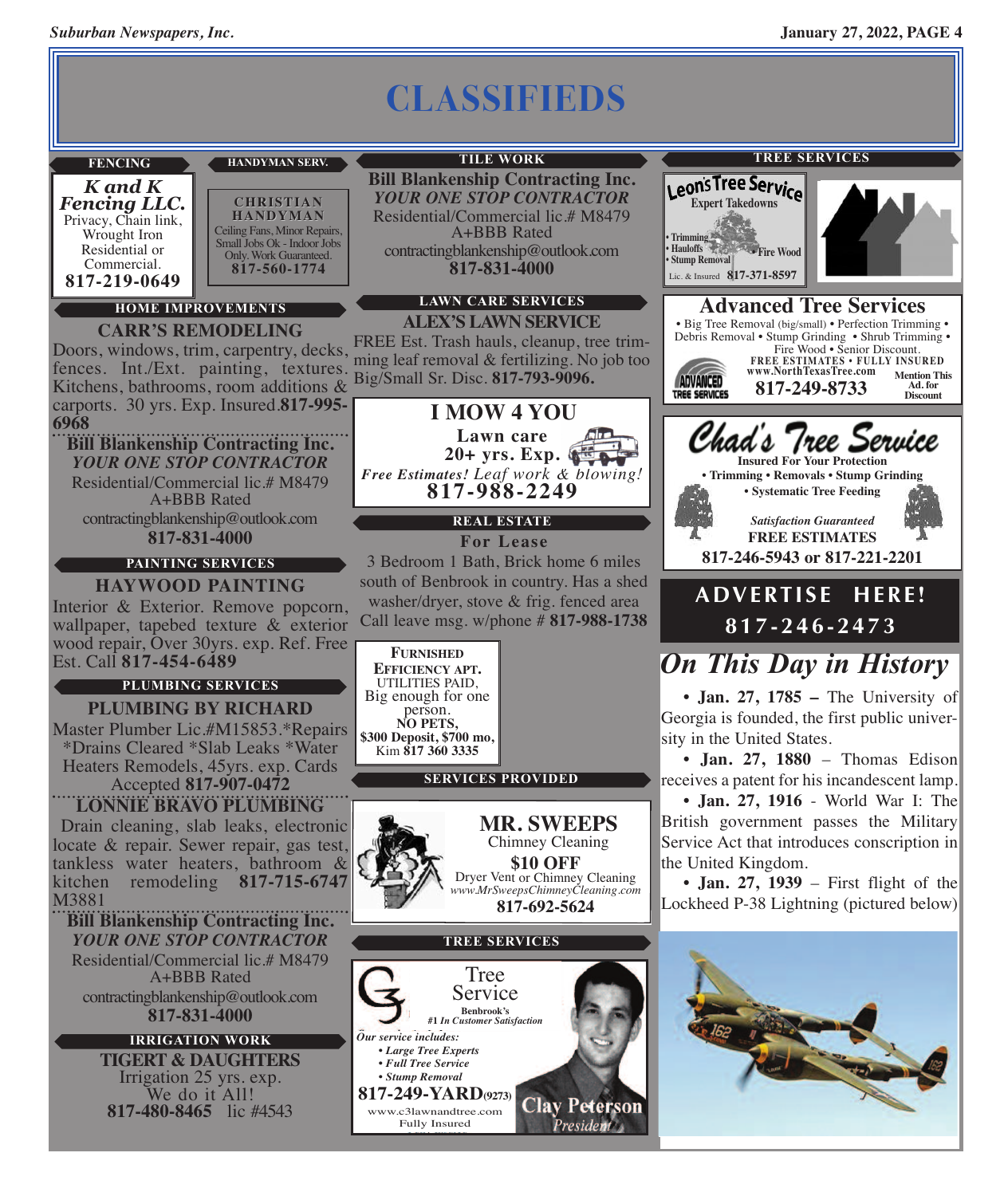# CLASSIFIEDS

## FENCING

**K and K Fencing LLC.**
Privacy, Chain link, Wrought Iron
Residential or Commercial.
**817-219-0649**

## HANDYMAN SERV.

**CHRISTIAN HANDYMAN**
Ceiling Fans, Minor Repairs, Small Jobs Ok - Indoor Jobs Only. Work Guaranteed.
**817-560-1774**

## HOME IMPROVEMENTS

**CARR'S REMODELING**
Doors, windows, trim, carpentry, decks, fences. Int./Ext. painting, textures. Kitchens, bathrooms, room additions & carports. 30 yrs. Exp. Insured. **817-995-6968**

**Bill Blankenship Contracting Inc.**
*YOUR ONE STOP CONTRACTOR*
Residential/Commercial lic.# M8479
A+BBB Rated
contractingblankenship@outlook.com
**817-831-4000**

## PAINTING SERVICES

**HAYWOOD PAINTING**
Interior & Exterior. Remove popcorn, wallpaper, tapebed texture & exterior wood repair, Over 30yrs. exp. Ref. Free Est. Call **817-454-6489**

## PLUMBING SERVICES

**PLUMBING BY RICHARD**
Master Plumber Lic.#M15853.*Repairs *Drains Cleared *Slab Leaks *Water Heaters Remodels, 45yrs. exp. Cards Accepted **817-907-0472**

**LONNIE BRAVO PLUMBING**
Drain cleaning, slab leaks, electronic locate & repair. Sewer repair, gas test, tankless water heaters, bathroom & kitchen remodeling **817-715-6747** M3881

**Bill Blankenship Contracting Inc.**
*YOUR ONE STOP CONTRACTOR*
Residential/Commercial lic.# M8479
A+BBB Rated
contractingblankenship@outlook.com
**817-831-4000**

## IRRIGATION WORK

**TIGERT & DAUGHTERS**
Irrigation 25 yrs. exp.
We do it All!
**817-480-8465** lic #4543

## TILE WORK

**Bill Blankenship Contracting Inc.**
*YOUR ONE STOP CONTRACTOR*
Residential/Commercial lic.# M8479
A+BBB Rated
contractingblankenship@outlook.com
**817-831-4000**

## LAWN CARE SERVICES

**ALEX'S LAWN SERVICE**
FREE Est. Trash hauls, cleanup, tree trimming leaf removal & fertilizing. No job too Big/Small Sr. Disc. **817-793-9096.**

**I MOW 4 YOU**
**Lawn care**
**20+ yrs. Exp.**
*Free Estimates! Leaf work & blowing!*
**817-988-2249**

## REAL ESTATE

**For Lease**
3 Bedroom 1 Bath, Brick home 6 miles south of Benbrook in country. Has a shed washer/dryer, stove & frig. fenced area Call leave msg. w/phone # **817-988-1738**

**FURNISHED EFFICIENCY APT.**
UTILITIES PAID,
Big enough for one person.
**NO PETS,**
**$300 Deposit, $700 mo,**
Kim **817 360 3335**

## SERVICES PROVIDED

**MR. SWEEPS**
Chimney Cleaning
**$10 OFF**
Dryer Vent or Chimney Cleaning
*www.MrSweepsChimneyCleaning.com*
**817-692-5624**

## TREE SERVICES

**C3 Tree Service**
Benbrook's
*#1 In Customer Satisfaction*
*Our service includes:*
- *Large Tree Experts*
- *Full Tree Service*
- *Stump Removal*

**817-249-YARD(9273)**
www.c3lawnandtree.com
Fully Insured
**Clay Peterson**
*President*

## TREE SERVICES

**Leon's Tree Service**
Expert Takedowns
- Trimming
- Hauloffs
- Stump Removal
- Fire Wood

Lic. & Insured **817-371-8597**

**Advanced Tree Services**
• Big Tree Removal (big/small) • Perfection Trimming • Debris Removal • Stump Grinding • Shrub Trimming • Fire Wood • Senior Discount.
**FREE ESTIMATES • FULLY INSURED**
**www.NorthTexasTree.com**
**817-249-8733**
**Mention This Ad. for Discount**

**Chad's Tree Service**
**Insured For Your Protection**
**• Trimming • Removals • Stump Grinding**
**• Systematic Tree Feeding**
***Satisfaction Guaranteed***
**FREE ESTIMATES**
**817-246-5943 or 817-221-2201**

**ADVERTISE HERE!**
**817-246-2473**

## *On This Day in History*

- **Jan. 27, 1785 –** The University of Georgia is founded, the first public university in the United States.
- **Jan. 27, 1880** – Thomas Edison receives a patent for his incandescent lamp.
- **Jan. 27, 1916** - World War I: The British government passes the Military Service Act that introduces conscription in the United Kingdom.
- **Jan. 27, 1939** – First flight of the Lockheed P-38 Lightning (pictured below)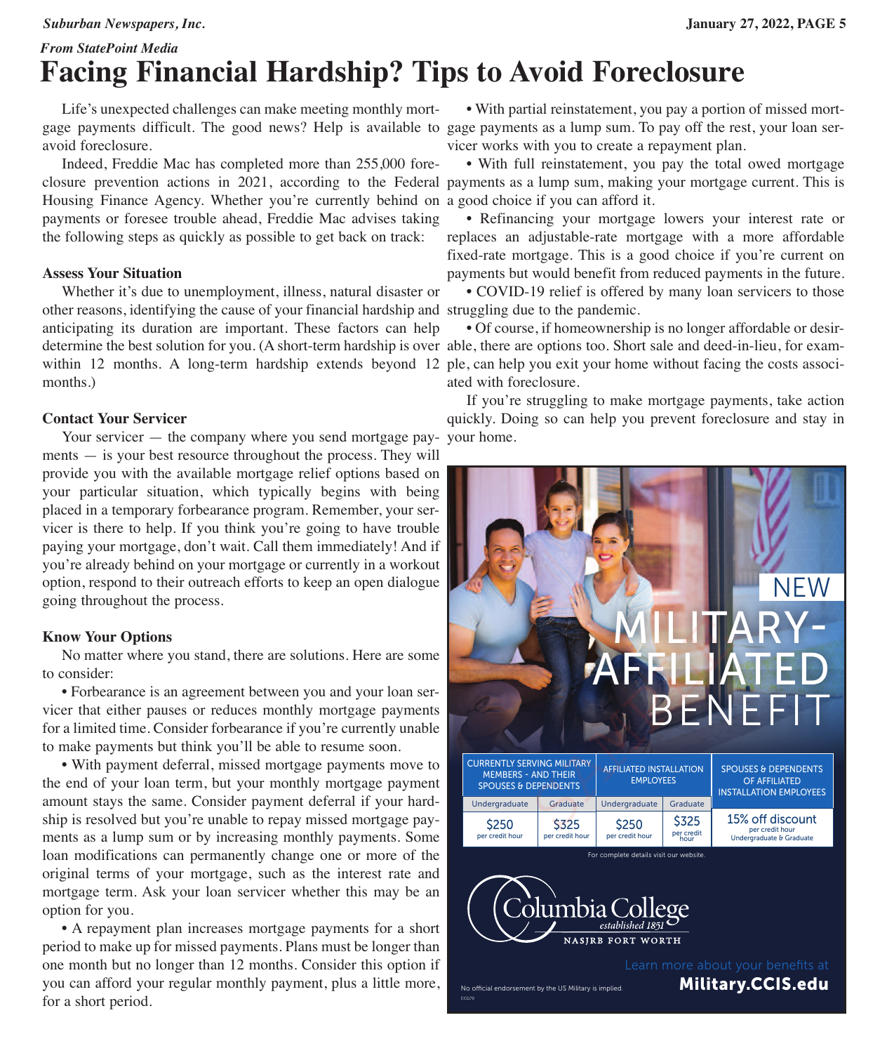*From StatePoint Media*

# Facing Financial Hardship? Tips to Avoid Foreclosure

Life's unexpected challenges can make meeting monthly mortgage payments difficult. The good news? Help is available to avoid foreclosure.

Indeed, Freddie Mac has completed more than 255,000 foreclosure prevention actions in 2021, according to the Federal Housing Finance Agency. Whether you're currently behind on payments or foresee trouble ahead, Freddie Mac advises taking the following steps as quickly as possible to get back on track:

**Assess Your Situation**

Whether it's due to unemployment, illness, natural disaster or other reasons, identifying the cause of your financial hardship and anticipating its duration are important. These factors can help determine the best solution for you. (A short-term hardship is over within 12 months. A long-term hardship extends beyond 12 months.)

**Contact Your Servicer**

Your servicer — the company where you send mortgage payments — is your best resource throughout the process. They will provide you with the available mortgage relief options based on your particular situation, which typically begins with being placed in a temporary forbearance program. Remember, your servicer is there to help. If you think you're going to have trouble paying your mortgage, don't wait. Call them immediately! And if you're already behind on your mortgage or currently in a workout option, respond to their outreach efforts to keep an open dialogue going throughout the process.

**Know Your Options**

No matter where you stand, there are solutions. Here are some to consider:

• Forbearance is an agreement between you and your loan servicer that either pauses or reduces monthly mortgage payments for a limited time. Consider forbearance if you're currently unable to make payments but think you'll be able to resume soon.

• With payment deferral, missed mortgage payments move to the end of your loan term, but your monthly mortgage payment amount stays the same. Consider payment deferral if your hardship is resolved but you're unable to repay missed mortgage payments as a lump sum or by increasing monthly payments. Some loan modifications can permanently change one or more of the original terms of your mortgage, such as the interest rate and mortgage term. Ask your loan servicer whether this may be an option for you.

• A repayment plan increases mortgage payments for a short period to make up for missed payments. Plans must be longer than one month but no longer than 12 months. Consider this option if you can afford your regular monthly payment, plus a little more, for a short period.

• With partial reinstatement, you pay a portion of missed mortgage payments as a lump sum. To pay off the rest, your loan servicer works with you to create a repayment plan.

• With full reinstatement, you pay the total owed mortgage payments as a lump sum, making your mortgage current. This is a good choice if you can afford it.

• Refinancing your mortgage lowers your interest rate or replaces an adjustable-rate mortgage with a more affordable fixed-rate mortgage. This is a good choice if you're current on payments but would benefit from reduced payments in the future.

• COVID-19 relief is offered by many loan servicers to those struggling due to the pandemic.

• Of course, if homeownership is no longer affordable or desirable, there are options too. Short sale and deed-in-lieu, for example, can help you exit your home without facing the costs associated with foreclosure.

If you're struggling to make mortgage payments, take action quickly. Doing so can help you prevent foreclosure and stay in your home.

NEW MILITARY-AFFILIATED BENEFIT

| CURRENTLY SERVING MILITARY MEMBERS - AND THEIR SPOUSES & DEPENDENTS | | AFFILIATED INSTALLATION EMPLOYEES | | SPOUSES & DEPENDENTS OF AFFILIATED INSTALLATION EMPLOYEES |
|---|---|---|---|---|
| Undergraduate | Graduate | Undergraduate | Graduate | |
| $250 per credit hour | $325 per credit hour | $250 per credit hour | $325 per credit hour | 15% off discount per credit hour Undergraduate & Graduate |

For complete details visit our website.

Columbia College established 1851
NASJRB FORT WORTH

Learn more about your benefits at **Military.CCIS.edu**

No official endorsement by the US Military is implied.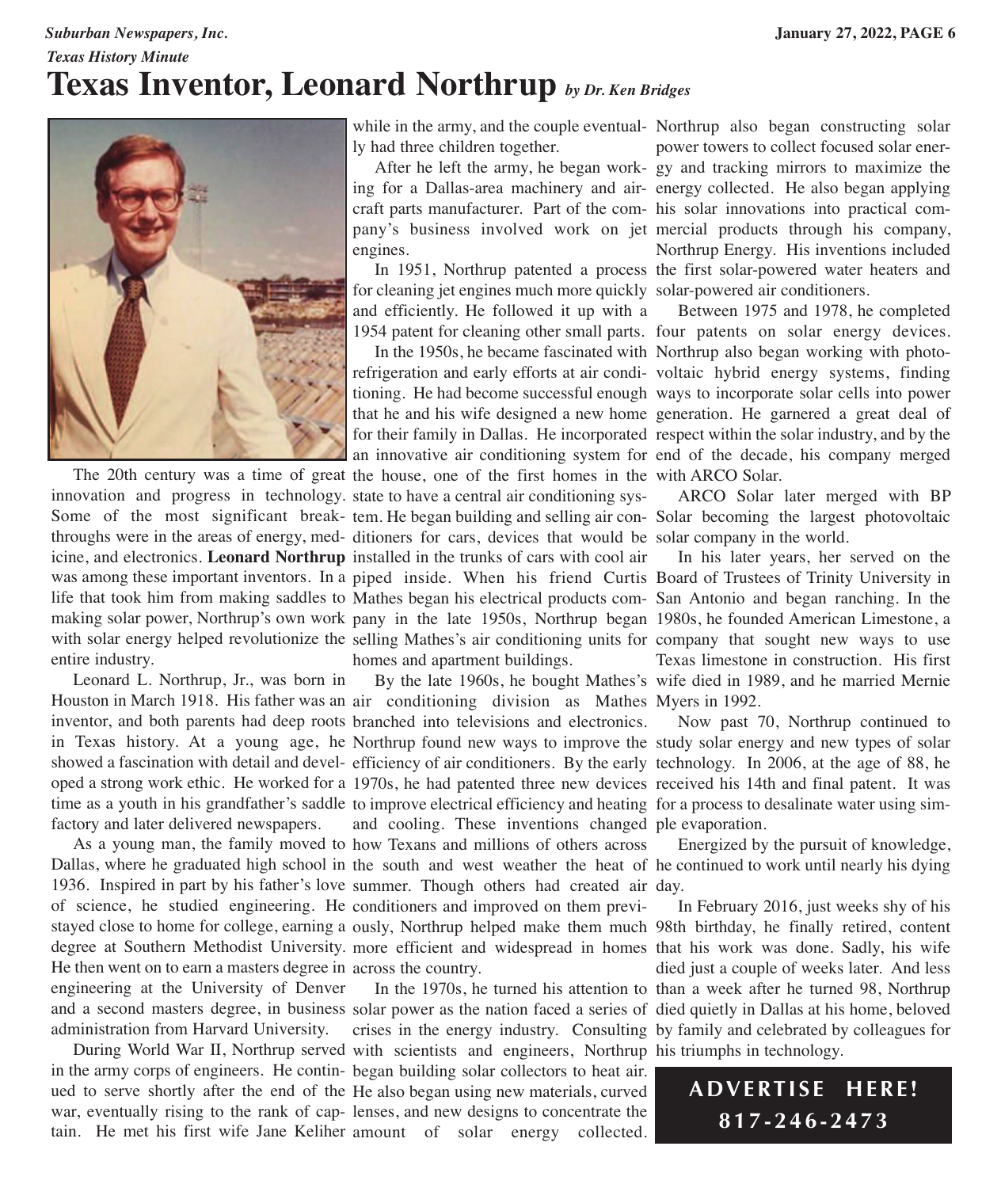*Texas History Minute*

# Texas Inventor, Leonard Northrup *by Dr. Ken Bridges*

The 20th century was a time of great innovation and progress in technology. Some of the most significant breakthroughs were in the areas of energy, medicine, and electronics. **Leonard Northrup** was among these important inventors. In a life that took him from making saddles to making solar power, Northrup's own work with solar energy helped revolutionize the entire industry.

Leonard L. Northrup, Jr., was born in Houston in March 1918. His father was an inventor, and both parents had deep roots in Texas history. At a young age, he showed a fascination with detail and developed a strong work ethic. He worked for a time as a youth in his grandfather's saddle factory and later delivered newspapers.

As a young man, the family moved to Dallas, where he graduated high school in 1936. Inspired in part by his father's love of science, he studied engineering. He stayed close to home for college, earning a degree at Southern Methodist University. He then went on to earn a masters degree in engineering at the University of Denver and a second masters degree, in business administration from Harvard University.

During World War II, Northrup served in the army corps of engineers. He continued to serve shortly after the end of the war, eventually rising to the rank of captain. He met his first wife Jane Keliher while in the army, and the couple eventually had three children together.

After he left the army, he began working for a Dallas-area machinery and aircraft parts manufacturer. Part of the company's business involved work on jet engines.

In 1951, Northrup patented a process for cleaning jet engines much more quickly and efficiently. He followed it up with a 1954 patent for cleaning other small parts.

In the 1950s, he became fascinated with refrigeration and early efforts at air conditioning. He had become successful enough that he and his wife designed a new home for their family in Dallas. He incorporated an innovative air conditioning system for the house, one of the first homes in the state to have a central air conditioning system. He began building and selling air conditioners for cars, devices that would be installed in the trunks of cars with cool air piped inside. When his friend Curtis Mathes began his electrical products company in the late 1950s, Northrup began selling Mathes's air conditioning units for homes and apartment buildings.

By the late 1960s, he bought Mathes's air conditioning division as Mathes branched into televisions and electronics. Northrup found new ways to improve the efficiency of air conditioners. By the early 1970s, he had patented three new devices to improve electrical efficiency and heating and cooling. These inventions changed how Texans and millions of others across the south and west weather the heat of summer. Though others had created air conditioners and improved on them previously, Northrup helped make them much more efficient and widespread in homes across the country.

In the 1970s, he turned his attention to solar power as the nation faced a series of crises in the energy industry. Consulting with scientists and engineers, Northrup began building solar collectors to heat air. He also began using new materials, curved lenses, and new designs to concentrate the amount of solar energy collected. Northrup also began constructing solar power towers to collect focused solar energy and tracking mirrors to maximize the energy collected. He also began applying his solar innovations into practical commercial products through his company, Northrup Energy. His inventions included the first solar-powered water heaters and solar-powered air conditioners.

Between 1975 and 1978, he completed four patents on solar energy devices. Northrup also began working with photovoltaic hybrid energy systems, finding ways to incorporate solar cells into power generation. He garnered a great deal of respect within the solar industry, and by the end of the decade, his company merged with ARCO Solar.

ARCO Solar later merged with BP Solar becoming the largest photovoltaic solar company in the world.

In his later years, her served on the Board of Trustees of Trinity University in San Antonio and began ranching. In the 1980s, he founded American Limestone, a company that sought new ways to use Texas limestone in construction. His first wife died in 1989, and he married Mernie Myers in 1992.

Now past 70, Northrup continued to study solar energy and new types of solar technology. In 2006, at the age of 88, he received his 14th and final patent. It was for a process to desalinate water using simple evaporation.

Energized by the pursuit of knowledge, he continued to work until nearly his dying day.

In February 2016, just weeks shy of his 98th birthday, he finally retired, content that his work was done. Sadly, his wife died just a couple of weeks later. And less than a week after he turned 98, Northrup died quietly in Dallas at his home, beloved by family and celebrated by colleagues for his triumphs in technology.

**ADVERTISE HERE!**
**817-246-2473**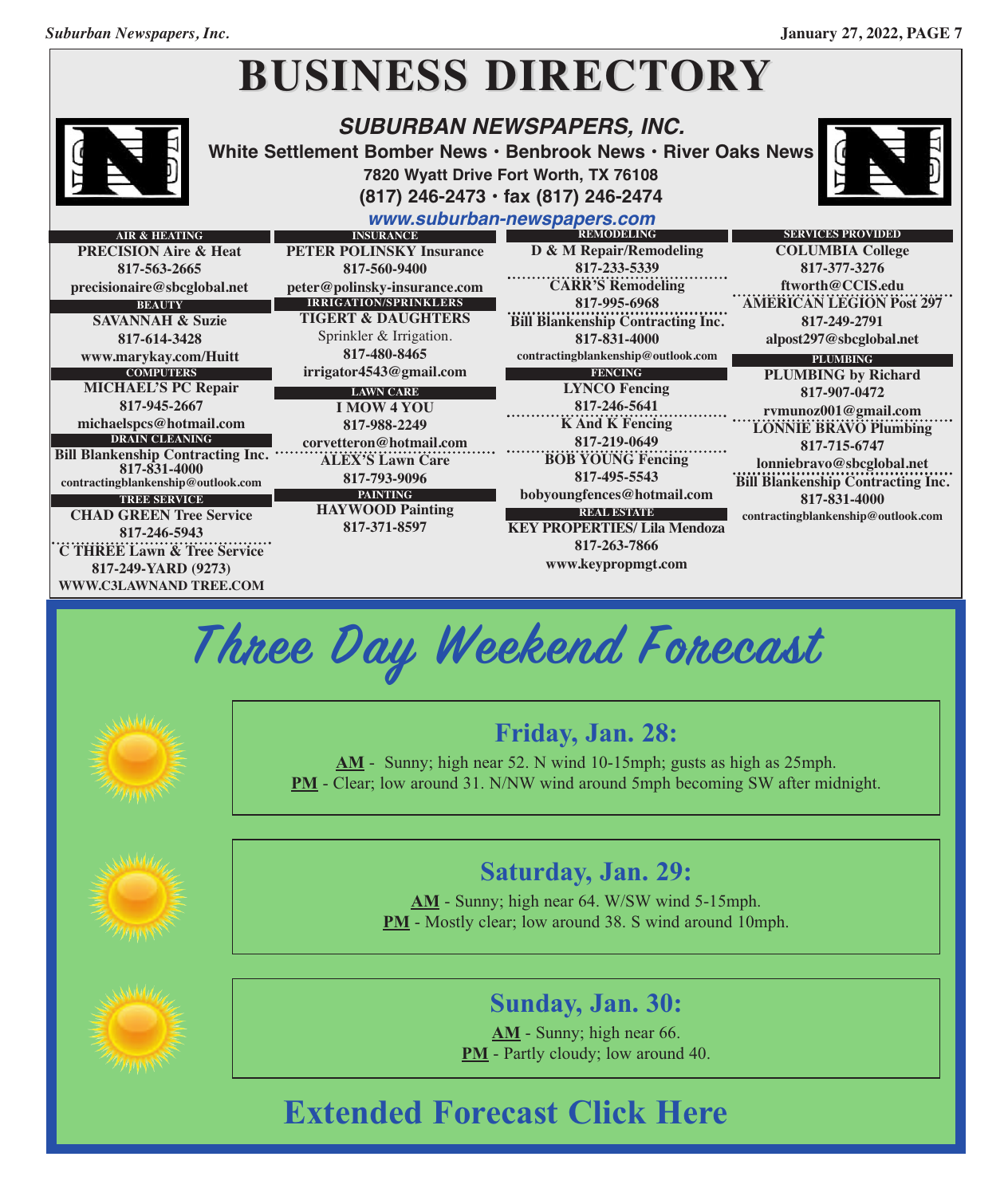# BUSINESS DIRECTORY

## *SUBURBAN NEWSPAPERS, INC.*

**White Settlement Bomber News • Benbrook News • River Oaks News**

**7820 Wyatt Drive Fort Worth, TX 76108**

**(817) 246-2473 • fax (817) 246-2474**

***www.suburban-newspapers.com***

### AIR & HEATING

**PRECISION Aire & Heat**
**817-563-2665**
**precisionaire@sbcglobal.net**

### BEAUTY

**SAVANNAH & Suzie**
**817-614-3428**
**www.marykay.com/Huitt**

### COMPUTERS

**MICHAEL'S PC Repair**
**817-945-2667**
**michaelspcs@hotmail.com**

### DRAIN CLEANING

**Bill Blankenship Contracting Inc.**
**817-831-4000**
**contractingblankenship@outlook.com**

### TREE SERVICE

**CHAD GREEN Tree Service**
**817-246-5943**

**C THREE Lawn & Tree Service**
**817-249-YARD (9273)**
**WWW.C3LAWNAND TREE.COM**

### INSURANCE

**PETER POLINSKY Insurance**
**817-560-9400**
**peter@polinsky-insurance.com**

### IRRIGATION/SPRINKLERS

**TIGERT & DAUGHTERS**
Sprinkler & Irrigation.
**817-480-8465**
**irrigator4543@gmail.com**

### LAWN CARE

**I MOW 4 YOU**
**817-988-2249**
**corvetteron@hotmail.com**

**ALEX'S Lawn Care**
**817-793-9096**

### PAINTING

**HAYWOOD Painting**
**817-371-8597**

### REMODELING

**D & M Repair/Remodeling**
**817-233-5339**

**CARR'S Remodeling**
**817-995-6968**

**Bill Blankenship Contracting Inc.**
**817-831-4000**
**contractingblankenship@outlook.com**

### FENCING

**LYNCO Fencing**
**817-246-5641**

**K And K Fencing**
**817-219-0649**

**BOB YOUNG Fencing**
**817-495-5543**
**bobyoungfences@hotmail.com**

### REAL ESTATE

**KEY PROPERTIES/ Lila Mendoza**
**817-263-7866**
**www.keypropmgt.com**

### SERVICES PROVIDED

**COLUMBIA College**
**817-377-3276**
**ftworth@CCIS.edu**

**AMERICAN LEGION Post 297**
**817-249-2791**
**alpost297@sbcglobal.net**

### PLUMBING

**PLUMBING by Richard**
**817-907-0472**
**rvmunoz001@gmail.com**

**LONNIE BRAVO Plumbing**
**817-715-6747**
**lonniebravo@sbcglobal.net**

**Bill Blankenship Contracting Inc.**
**817-831-4000**
**contractingblankenship@outlook.com**

# Three Day Weekend Forecast

## Friday, Jan. 28:

**AM** - Sunny; high near 52. N wind 10-15mph; gusts as high as 25mph.
**PM** - Clear; low around 31. N/NW wind around 5mph becoming SW after midnight.

## Saturday, Jan. 29:

**AM** - Sunny; high near 64. W/SW wind 5-15mph.
**PM** - Mostly clear; low around 38. S wind around 10mph.

## Sunday, Jan. 30:

**AM** - Sunny; high near 66.
**PM** - Partly cloudy; low around 40.

## Extended Forecast Click Here